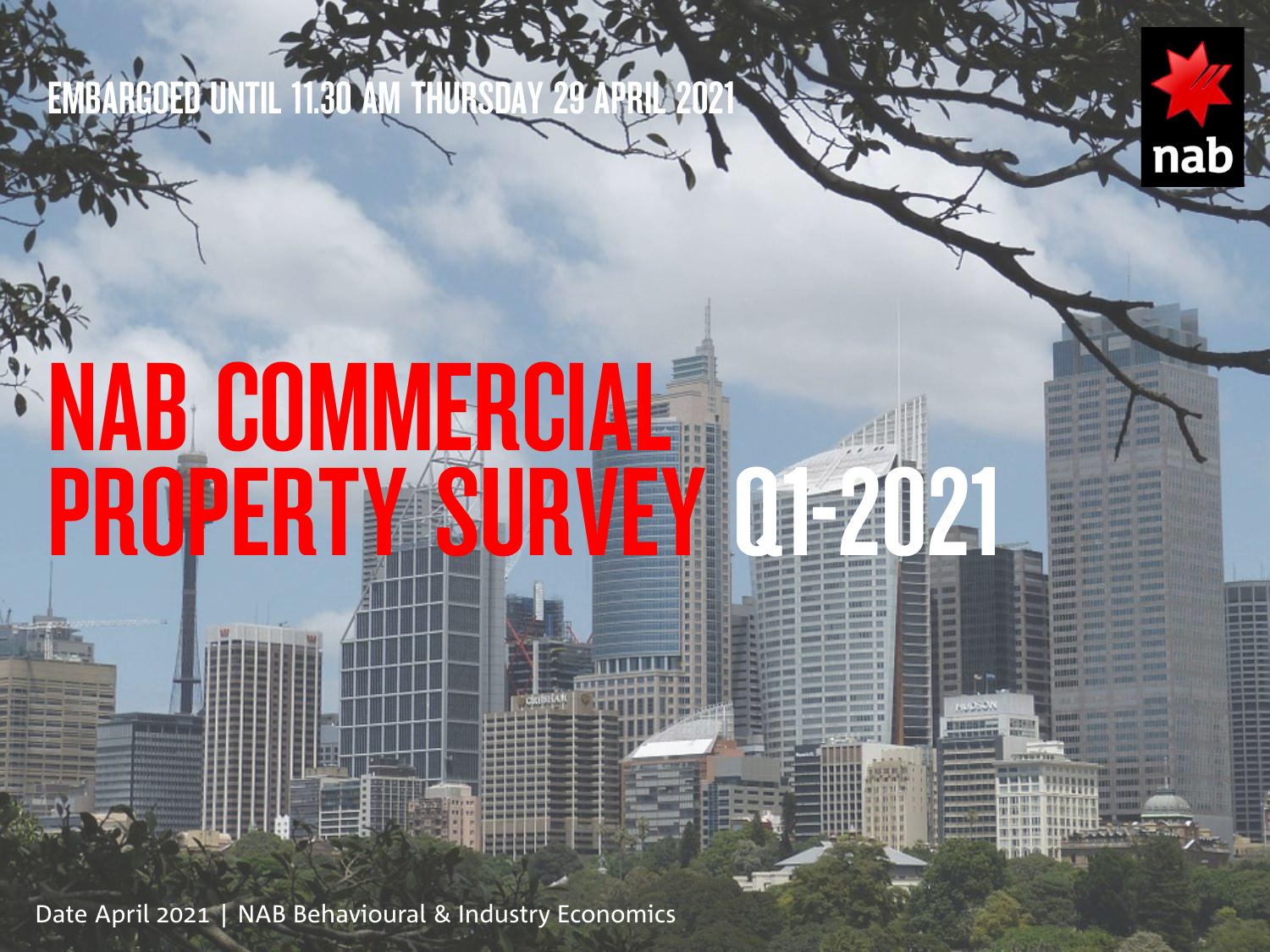EMBARGOED UNTIL 11.30 AM THURSDAY 29 APRIL 2021

# NAB COMMERCIAL PROPERTY SURVEY Q1-2021

Date April 2021 | NAB Behavioural & Industry Economics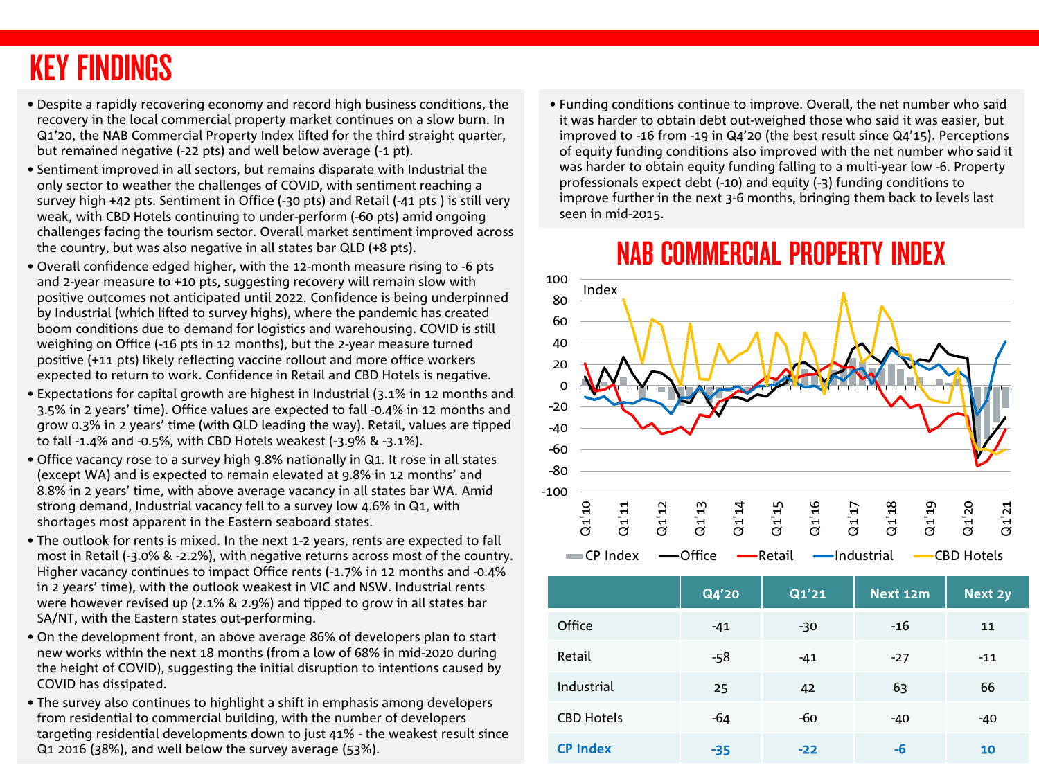# KEY FINDINGS

- Despite a rapidly recovering economy and record high business conditions, the recovery in the local commercial property market continues on a slow burn. In Q1'20, the NAB Commercial Property Index lifted for the third straight quarter, but remained negative (-22 pts) and well below average (-1 pt).
- Sentiment improved in all sectors, but remains disparate with Industrial the only sector to weather the challenges of COVID, with sentiment reaching a survey high +42 pts. Sentiment in Office (-30 pts) and Retail (-41 pts ) is still very weak, with CBD Hotels continuing to under-perform (-60 pts) amid ongoing challenges facing the tourism sector. Overall market sentiment improved across the country, but was also negative in all states bar QLD (+8 pts).
- Overall confidence edged higher, with the 12-month measure rising to -6 pts and 2-year measure to +10 pts, suggesting recovery will remain slow with positive outcomes not anticipated until 2022. Confidence is being underpinned by Industrial (which lifted to survey highs), where the pandemic has created boom conditions due to demand for logistics and warehousing. COVID is still weighing on Office (-16 pts in 12 months), but the 2-year measure turned positive (+11 pts) likely reflecting vaccine rollout and more office workers expected to return to work. Confidence in Retail and CBD Hotels is negative.
- Expectations for capital growth are highest in Industrial (3.1% in 12 months and 3.5% in 2 years' time). Office values are expected to fall -0.4% in 12 months and grow 0.3% in 2 years' time (with QLD leading the way). Retail, values are tipped to fall -1.4% and -0.5%, with CBD Hotels weakest (-3.9% & -3.1%).
- Office vacancy rose to a survey high 9.8% nationally in Q1. It rose in all states (except WA) and is expected to remain elevated at 9.8% in 12 months' and 8.8% in 2 years' time, with above average vacancy in all states bar WA. Amid strong demand, Industrial vacancy fell to a survey low 4.6% in Q1, with shortages most apparent in the Eastern seaboard states.
- The outlook for rents is mixed. In the next 1-2 years, rents are expected to fall most in Retail (-3.0% & -2.2%), with negative returns across most of the country. Higher vacancy continues to impact Office rents (-1.7% in 12 months and -0.4% in 2 years' time), with the outlook weakest in VIC and NSW. Industrial rents were however revised up (2.1% & 2.9%) and tipped to grow in all states bar SA/NT, with the Eastern states out-performing.
- On the development front, an above average 86% of developers plan to start new works within the next 18 months (from a low of 68% in mid-2020 during the height of COVID), suggesting the initial disruption to intentions caused by COVID has dissipated.
- The survey also continues to highlight a shift in emphasis among developers from residential to commercial building, with the number of developers targeting residential developments down to just 41% - the weakest result since Q1 2016 (38%), and well below the survey average (53%).
- Funding conditions continue to improve. Overall, the net number who said it was harder to obtain debt out-weighed those who said it was easier, but improved to -16 from -19 in Q4'20 (the best result since Q4'15). Perceptions of equity funding conditions also improved with the net number who said it was harder to obtain equity funding falling to a multi-year low -6. Property professionals expect debt (-10) and equity (-3) funding conditions to improve further in the next 3-6 months, bringing them back to levels last seen in mid-2015.

## NAB COMMERCIAL PROPERTY INDEX

| | Q4'20 | Q1'21 | Next 12m | Next 2y |
|---|---|---|---|---|
| Office | -41 | -30 | -16 | 11 |
| Retail | -58 | -41 | -27 | -11 |
| Industrial | 25 | 42 | 63 | 66 |
| CBD Hotels | -64 | -60 | -40 | -40 |
| **CP Index** | **-35** | **-22** | **-6** | **10** |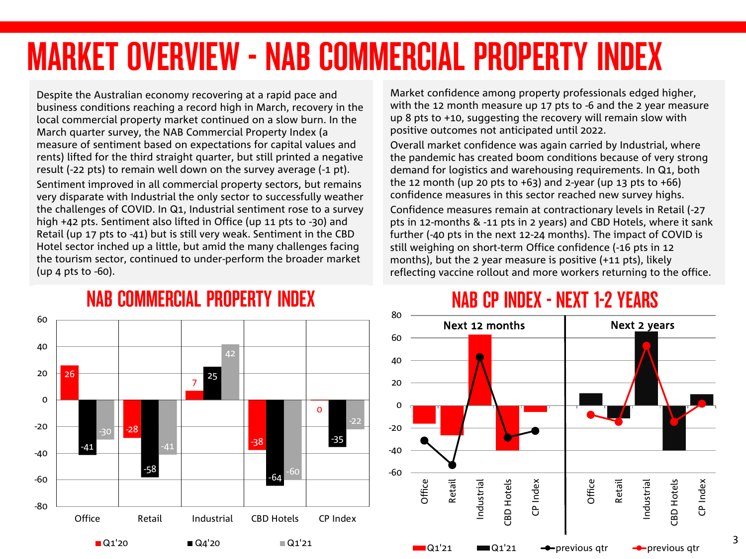# MARKET OVERVIEW - NAB COMMERCIAL PROPERTY INDEX

Despite the Australian economy recovering at a rapid pace and business conditions reaching a record high in March, recovery in the local commercial property market continued on a slow burn. In the March quarter survey, the NAB Commercial Property Index (a measure of sentiment based on expectations for capital values and rents) lifted for the third straight quarter, but still printed a negative result (-22 pts) to remain well down on the survey average (-1 pt).

Sentiment improved in all commercial property sectors, but remains very disparate with Industrial the only sector to successfully weather the challenges of COVID. In Q1, Industrial sentiment rose to a survey high +42 pts. Sentiment also lifted in Office (up 11 pts to -30) and Retail (up 17 pts to -41) but is still very weak. Sentiment in the CBD Hotel sector inched up a little, but amid the many challenges facing the tourism sector, continued to under-perform the broader market (up 4 pts to -60).

Market confidence among property professionals edged higher, with the 12 month measure up 17 pts to -6 and the 2 year measure up 8 pts to +10, suggesting the recovery will remain slow with positive outcomes not anticipated until 2022.

Overall market confidence was again carried by Industrial, where the pandemic has created boom conditions because of very strong demand for logistics and warehousing requirements. In Q1, both the 12 month (up 20 pts to +63) and 2-year (up 13 pts to +66) confidence measures in this sector reached new survey highs.

Confidence measures remain at contractionary levels in Retail (-27 pts in 12-months & -11 pts in 2 years) and CBD Hotels, where it sank further (-40 pts in the next 12-24 months). The impact of COVID is still weighing on short-term Office confidence (-16 pts in 12 months), but the 2 year measure is positive (+11 pts), likely reflecting vaccine rollout and more workers returning to the office.

## NAB COMMERCIAL PROPERTY INDEX

| | Q1'20 | Q4'20 | Q1'21 |
|---|---|---|---|
| Office | 26 | -41 | -30 |
| Retail | -28 | -58 | -41 |
| Industrial | 7 | 25 | 42 |
| CBD Hotels | -38 | -64 | -60 |
| CP Index | 0 | -35 | -22 |

## NAB CP INDEX - NEXT 1-2 YEARS

Next 12 months | Next 2 years

Legend: Q1'21 (Next 12 months), Q1'21 (Next 2 years), previous qtr (Next 12 months), previous qtr (Next 2 years)

Categories: Office, Retail, Industrial, CBD Hotels, CP Index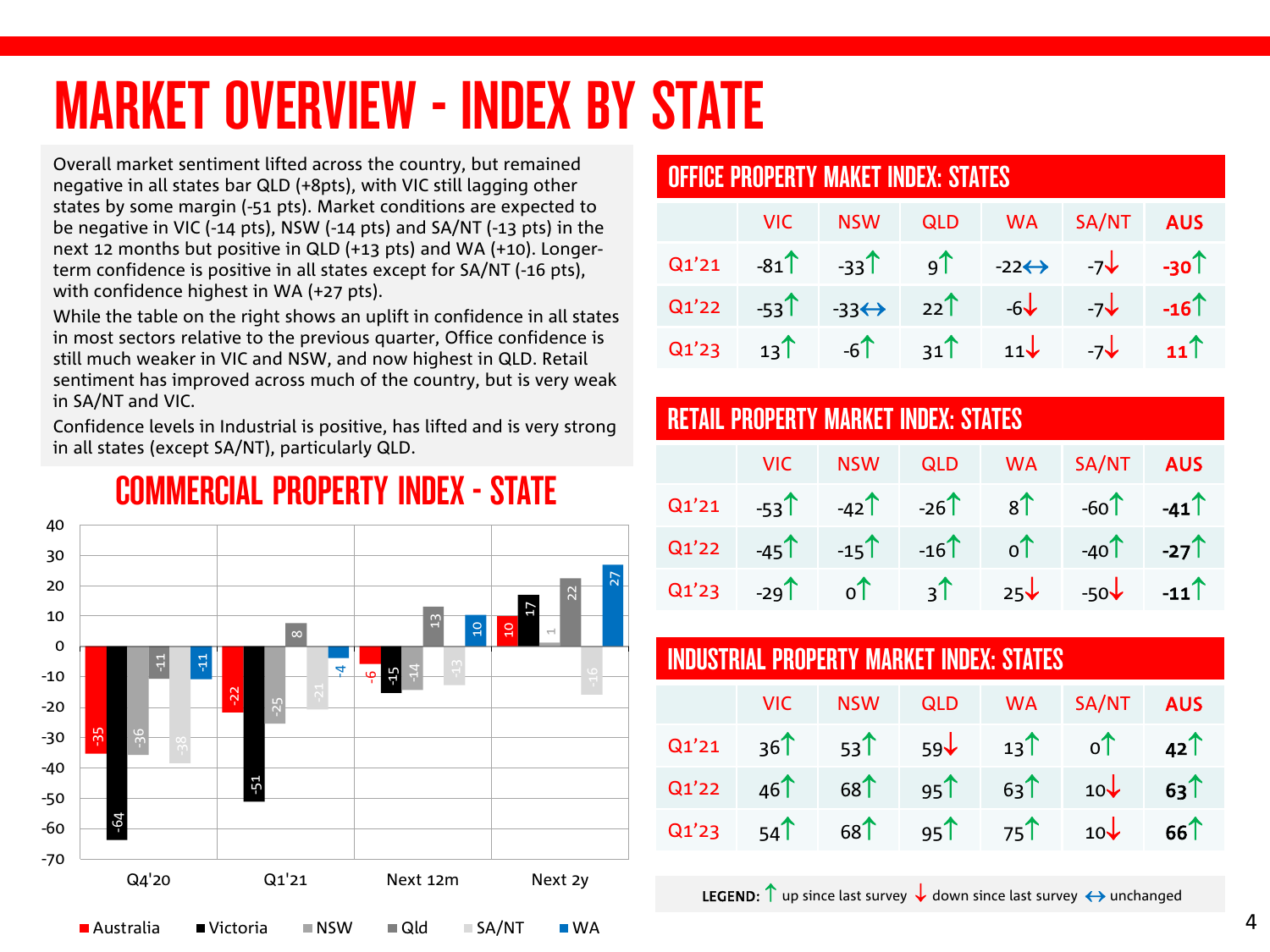# MARKET OVERVIEW - INDEX BY STATE

Overall market sentiment lifted across the country, but remained negative in all states bar QLD (+8pts), with VIC still lagging other states by some margin (-51 pts). Market conditions are expected to be negative in VIC (-14 pts), NSW (-14 pts) and SA/NT (-13 pts) in the next 12 months but positive in QLD (+13 pts) and WA (+10). Longer-term confidence is positive in all states except for SA/NT (-16 pts), with confidence highest in WA (+27 pts).

While the table on the right shows an uplift in confidence in all states in most sectors relative to the previous quarter, Office confidence is still much weaker in VIC and NSW, and now highest in QLD. Retail sentiment has improved across much of the country, but is very weak in SA/NT and VIC.

Confidence levels in Industrial is positive, has lifted and is very strong in all states (except SA/NT), particularly QLD.

## COMMERCIAL PROPERTY INDEX - STATE

| | Australia | Victoria | NSW | Qld | SA/NT | WA |
|---|---|---|---|---|---|---|
| Q4'20 | -35 | -64 | -36 | -11 | -38 | -11 |
| Q1'21 | -22 | -51 | -25 | 8 | -21 | -4 |
| Next 12m | -6 | -15 | -14 | 13 | -13 | 10 |
| Next 2y | 10 | 17 | 1 | 22 | -16 | 27 |

## OFFICE PROPERTY MAKET INDEX: STATES

| | VIC | NSW | QLD | WA | SA/NT | AUS |
|---|---|---|---|---|---|---|
| Q1'21 | -81↑ | -33↑ | 9↑ | -22↔ | -7↓ | **-30↑** |
| Q1'22 | -53↑ | -33↔ | 22↑ | -6↓ | -7↓ | **-16↑** |
| Q1'23 | 13↑ | -6↑ | 31↑ | 11↓ | -7↓ | **11↑** |

## RETAIL PROPERTY MARKET INDEX: STATES

| | VIC | NSW | QLD | WA | SA/NT | AUS |
|---|---|---|---|---|---|---|
| Q1'21 | -53↑ | -42↑ | -26↑ | 8↑ | -60↑ | **-41↑** |
| Q1'22 | -45↑ | -15↑ | -16↑ | 0↑ | -40↑ | **-27↑** |
| Q1'23 | -29↑ | 0↑ | 3↑ | 25↓ | -50↓ | **-11↑** |

## INDUSTRIAL PROPERTY MARKET INDEX: STATES

| | VIC | NSW | QLD | WA | SA/NT | AUS |
|---|---|---|---|---|---|---|
| Q1'21 | 36↑ | 53↑ | 59↓ | 13↑ | 0↑ | **42↑** |
| Q1'22 | 46↑ | 68↑ | 95↑ | 63↑ | 10↓ | **63↑** |
| Q1'23 | 54↑ | 68↑ | 95↑ | 75↑ | 10↓ | **66↑** |

**LEGEND:** ↑ up since last survey ↓ down since last survey ↔ unchanged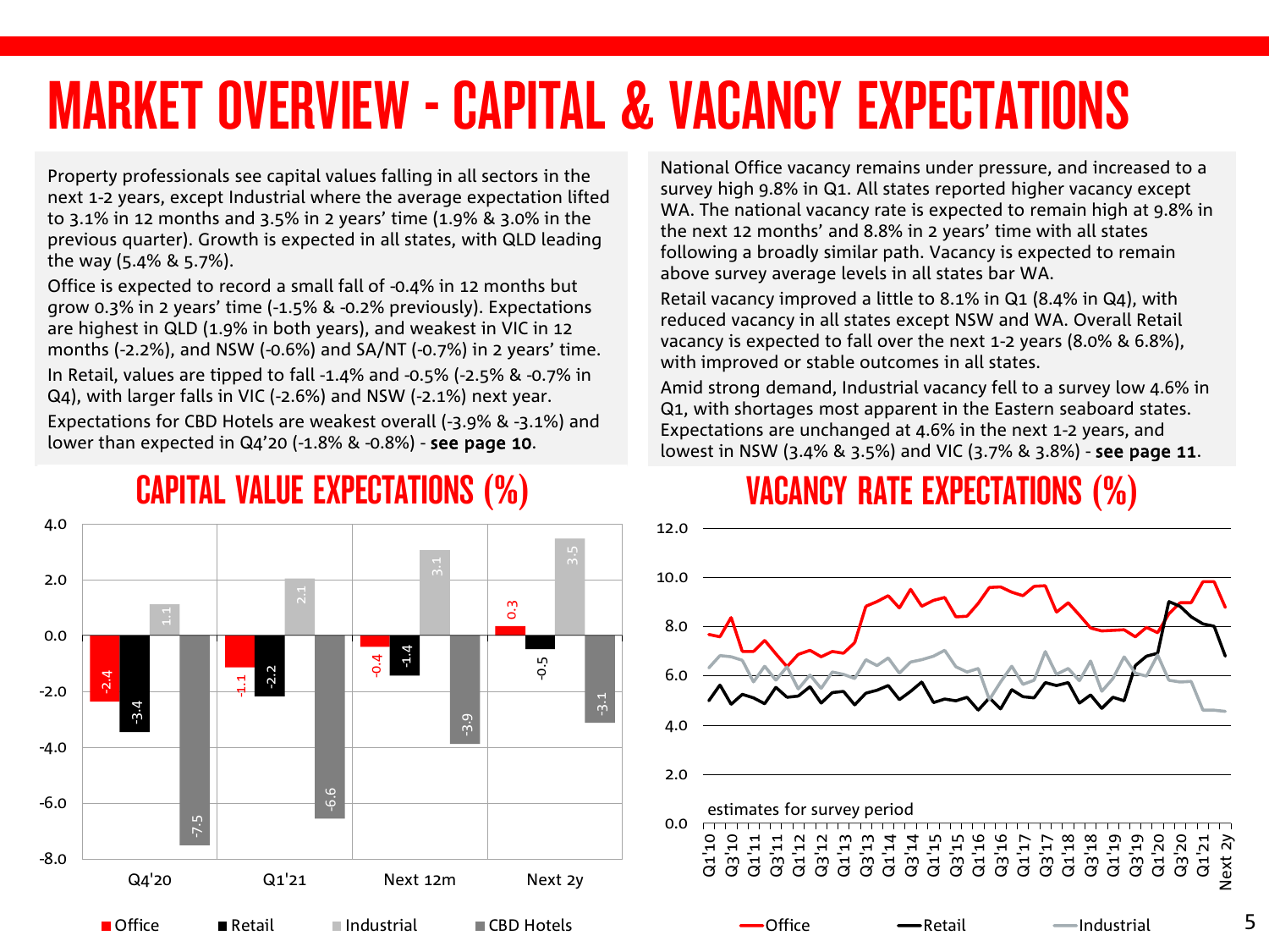# MARKET OVERVIEW - CAPITAL & VACANCY EXPECTATIONS

Property professionals see capital values falling in all sectors in the next 1-2 years, except Industrial where the average expectation lifted to 3.1% in 12 months and 3.5% in 2 years' time (1.9% & 3.0% in the previous quarter). Growth is expected in all states, with QLD leading the way (5.4% & 5.7%).

Office is expected to record a small fall of -0.4% in 12 months but grow 0.3% in 2 years' time (-1.5% & -0.2% previously). Expectations are highest in QLD (1.9% in both years), and weakest in VIC in 12 months (-2.2%), and NSW (-0.6%) and SA/NT (-0.7%) in 2 years' time.

In Retail, values are tipped to fall -1.4% and -0.5% (-2.5% & -0.7% in Q4), with larger falls in VIC (-2.6%) and NSW (-2.1%) next year.

Expectations for CBD Hotels are weakest overall (-3.9% & -3.1%) and lower than expected in Q4'20 (-1.8% & -0.8%) - **see page 10**.

National Office vacancy remains under pressure, and increased to a survey high 9.8% in Q1. All states reported higher vacancy except WA. The national vacancy rate is expected to remain high at 9.8% in the next 12 months' and 8.8% in 2 years' time with all states following a broadly similar path. Vacancy is expected to remain above survey average levels in all states bar WA.

Retail vacancy improved a little to 8.1% in Q1 (8.4% in Q4), with reduced vacancy in all states except NSW and WA. Overall Retail vacancy is expected to fall over the next 1-2 years (8.0% & 6.8%), with improved or stable outcomes in all states.

Amid strong demand, Industrial vacancy fell to a survey low 4.6% in Q1, with shortages most apparent in the Eastern seaboard states. Expectations are unchanged at 4.6% in the next 1-2 years, and lowest in NSW (3.4% & 3.5%) and VIC (3.7% & 3.8%) - **see page 11**.

## CAPITAL VALUE EXPECTATIONS (%)

| | Office | Retail | Industrial | CBD Hotels |
|---|---|---|---|---|
| Q4'20 | -2.4 | -3.4 | 1.1 | -7.5 |
| Q1'21 | -1.1 | -2.2 | 2.1 | -6.6 |
| Next 12m | -0.4 | -1.4 | 3.1 | -3.9 |
| Next 2y | 0.3 | -0.5 | 3.5 | -3.1 |

## VACANCY RATE EXPECTATIONS (%)

Line chart (Office, Retail, Industrial), Q1'10 to Next 2y; estimates for survey period.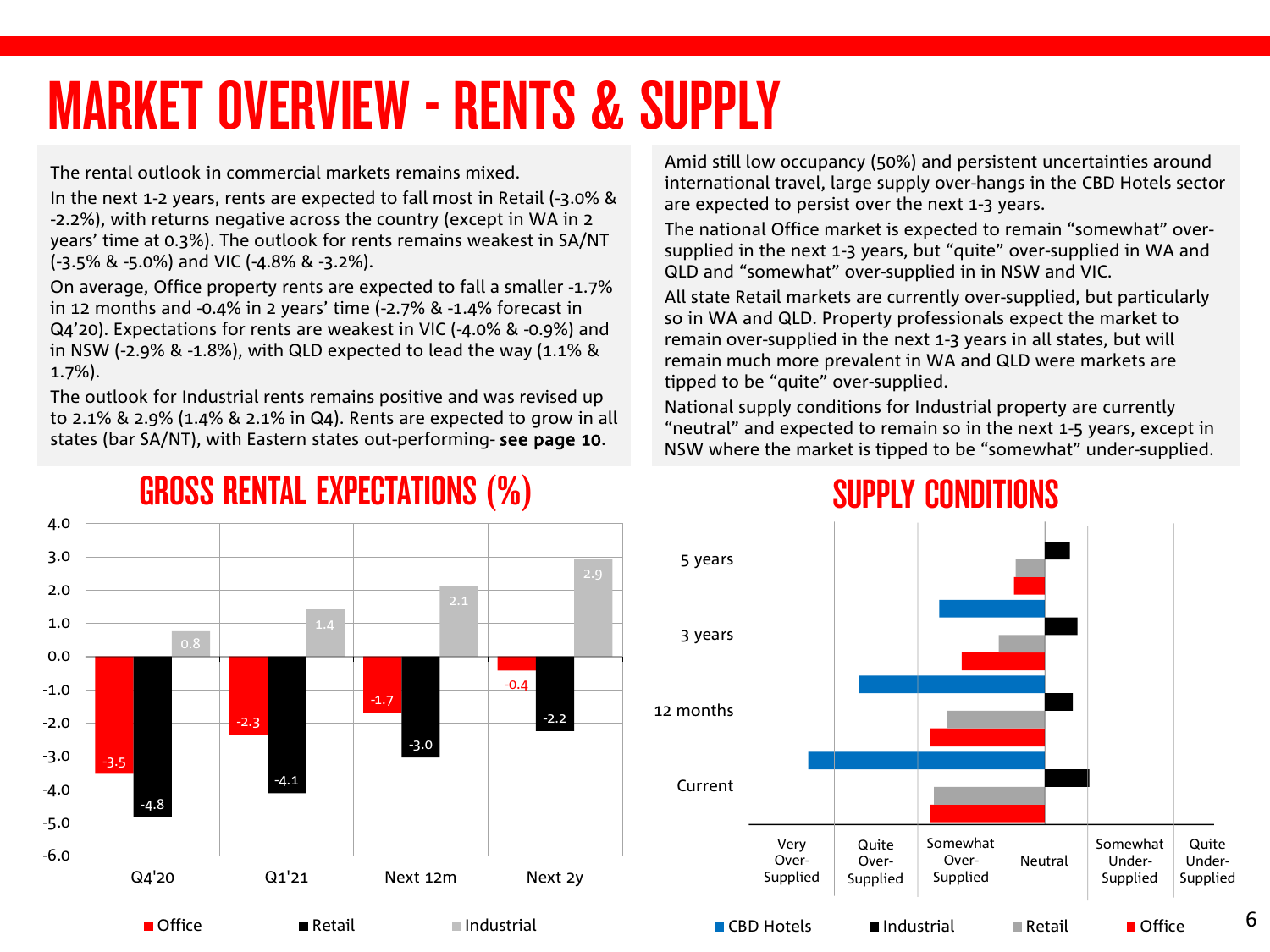# MARKET OVERVIEW - RENTS & SUPPLY

The rental outlook in commercial markets remains mixed.

In the next 1-2 years, rents are expected to fall most in Retail (-3.0% & -2.2%), with returns negative across the country (except in WA in 2 years' time at 0.3%). The outlook for rents remains weakest in SA/NT (-3.5% & -5.0%) and VIC (-4.8% & -3.2%).

On average, Office property rents are expected to fall a smaller -1.7% in 12 months and -0.4% in 2 years' time (-2.7% & -1.4% forecast in Q4'20). Expectations for rents are weakest in VIC (-4.0% & -0.9%) and in NSW (-2.9% & -1.8%), with QLD expected to lead the way (1.1% & 1.7%).

The outlook for Industrial rents remains positive and was revised up to 2.1% & 2.9% (1.4% & 2.1% in Q4). Rents are expected to grow in all states (bar SA/NT), with Eastern states out-performing- **see page 10**.

Amid still low occupancy (50%) and persistent uncertainties around international travel, large supply over-hangs in the CBD Hotels sector are expected to persist over the next 1-3 years.

The national Office market is expected to remain "somewhat" over-supplied in the next 1-3 years, but "quite" over-supplied in WA and QLD and "somewhat" over-supplied in in NSW and VIC.

All state Retail markets are currently over-supplied, but particularly so in WA and QLD. Property professionals expect the market to remain over-supplied in the next 1-3 years in all states, but will remain much more prevalent in WA and QLD were markets are tipped to be "quite" over-supplied.

National supply conditions for Industrial property are currently "neutral" and expected to remain so in the next 1-5 years, except in NSW where the market is tipped to be "somewhat" under-supplied.

## GROSS RENTAL EXPECTATIONS (%)

| | Q4'20 | Q1'21 | Next 12m | Next 2y |
|---|---|---|---|---|
| Office | -3.5 | -2.3 | -1.7 | -0.4 |
| Retail | -4.8 | -4.1 | -3.0 | -2.2 |
| Industrial | 0.8 | 1.4 | 2.1 | 2.9 |

## SUPPLY CONDITIONS

Categories: Very Over-Supplied, Quite Over-Supplied, Somewhat Over-Supplied, Neutral, Somewhat Under-Supplied, Quite Under-Supplied

Periods: Current, 12 months, 3 years, 5 years

Series: CBD Hotels, Industrial, Retail, Office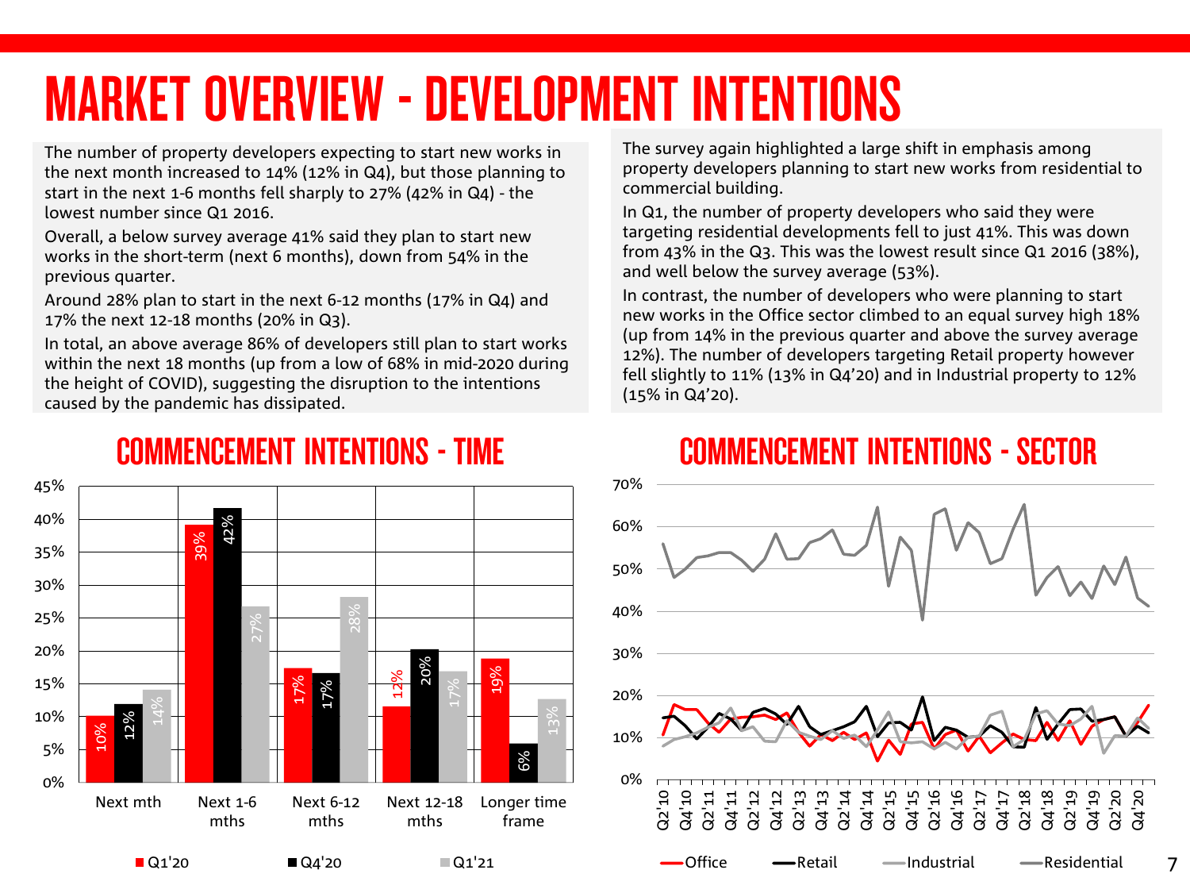# MARKET OVERVIEW - DEVELOPMENT INTENTIONS

The number of property developers expecting to start new works in the next month increased to 14% (12% in Q4), but those planning to start in the next 1-6 months fell sharply to 27% (42% in Q4) - the lowest number since Q1 2016.

Overall, a below survey average 41% said they plan to start new works in the short-term (next 6 months), down from 54% in the previous quarter.

Around 28% plan to start in the next 6-12 months (17% in Q4) and 17% the next 12-18 months (20% in Q3).

In total, an above average 86% of developers still plan to start works within the next 18 months (up from a low of 68% in mid-2020 during the height of COVID), suggesting the disruption to the intentions caused by the pandemic has dissipated.

The survey again highlighted a large shift in emphasis among property developers planning to start new works from residential to commercial building.

In Q1, the number of property developers who said they were targeting residential developments fell to just 41%. This was down from 43% in the Q3. This was the lowest result since Q1 2016 (38%), and well below the survey average (53%).

In contrast, the number of developers who were planning to start new works in the Office sector climbed to an equal survey high 18% (up from 14% in the previous quarter and above the survey average 12%). The number of developers targeting Retail property however fell slightly to 11% (13% in Q4'20) and in Industrial property to 12% (15% in Q4'20).

## COMMENCEMENT INTENTIONS - TIME

| | Next mth | Next 1-6 mths | Next 6-12 mths | Next 12-18 mths | Longer time frame |
|---|---|---|---|---|---|
| Q1'20 | 10% | 39% | 17% | 12% | 19% |
| Q4'20 | 12% | 42% | 17% | 20% | 6% |
| Q1'21 | 14% | 27% | 28% | 17% | 13% |

## COMMENCEMENT INTENTIONS - SECTOR

Line chart (Q2'10 – Q4'20, 0%–70%): Office, Retail, Industrial, Residential.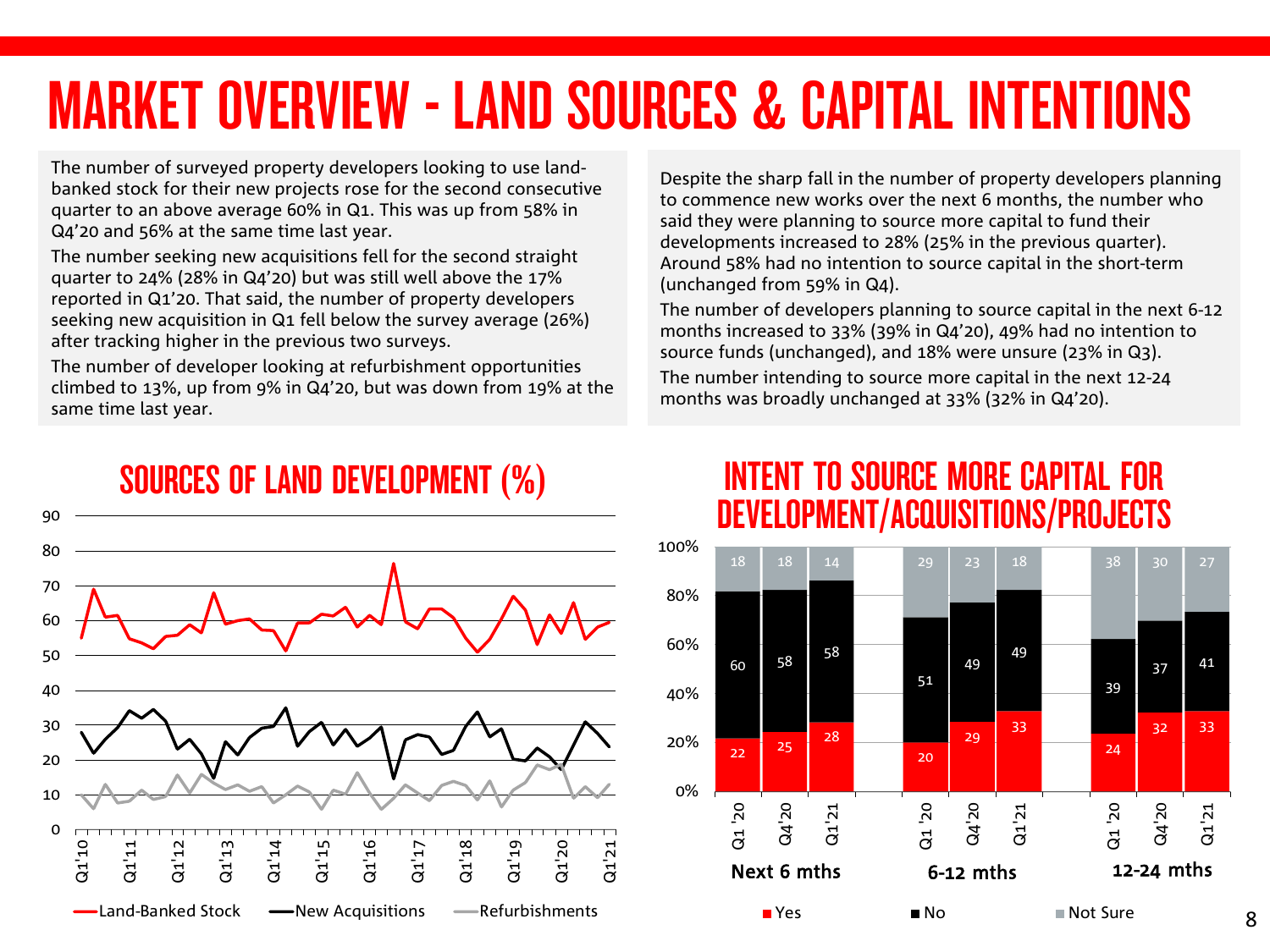# MARKET OVERVIEW - LAND SOURCES & CAPITAL INTENTIONS

The number of surveyed property developers looking to use land-banked stock for their new projects rose for the second consecutive quarter to an above average 60% in Q1. This was up from 58% in Q4'20 and 56% at the same time last year.

The number seeking new acquisitions fell for the second straight quarter to 24% (28% in Q4'20) but was still well above the 17% reported in Q1'20. That said, the number of property developers seeking new acquisition in Q1 fell below the survey average (26%) after tracking higher in the previous two surveys.

The number of developer looking at refurbishment opportunities climbed to 13%, up from 9% in Q4'20, but was down from 19% at the same time last year.

Despite the sharp fall in the number of property developers planning to commence new works over the next 6 months, the number who said they were planning to source more capital to fund their developments increased to 28% (25% in the previous quarter). Around 58% had no intention to source capital in the short-term (unchanged from 59% in Q4).

The number of developers planning to source capital in the next 6-12 months increased to 33% (39% in Q4'20), 49% had no intention to source funds (unchanged), and 18% were unsure (23% in Q3).

The number intending to source more capital in the next 12-24 months was broadly unchanged at 33% (32% in Q4'20).

## SOURCES OF LAND DEVELOPMENT (%)

Line chart, Q1'10 to Q1'21. Series: Land-Banked Stock, New Acquisitions, Refurbishments.

## INTENT TO SOURCE MORE CAPITAL FOR DEVELOPMENT/ACQUISITIONS/PROJECTS

| Period | Quarter | Yes | No | Not Sure |
| --- | --- | --- | --- | --- |
| Next 6 mths | Q1 '20 | 22 | 60 | 18 |
| | Q4'20 | 25 | 58 | 18 |
| | Q1'21 | 28 | 58 | 14 |
| 6-12 mths | Q1 '20 | 20 | 51 | 29 |
| | Q4'20 | 29 | 49 | 23 |
| | Q1'21 | 33 | 49 | 18 |
| 12-24 mths | Q1 '20 | 24 | 39 | 38 |
| | Q4'20 | 32 | 37 | 30 |
| | Q1'21 | 33 | 41 | 27 |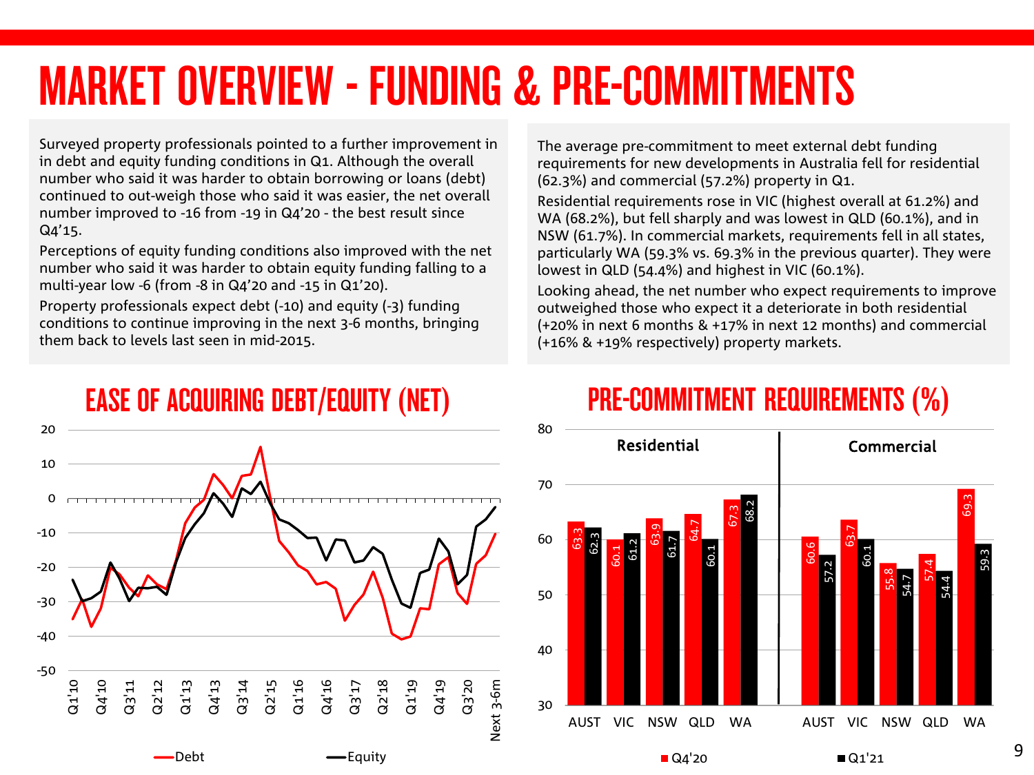# MARKET OVERVIEW - FUNDING & PRE-COMMITMENTS

Surveyed property professionals pointed to a further improvement in in debt and equity funding conditions in Q1. Although the overall number who said it was harder to obtain borrowing or loans (debt) continued to out-weigh those who said it was easier, the net overall number improved to -16 from -19 in Q4'20 - the best result since Q4'15.

Perceptions of equity funding conditions also improved with the net number who said it was harder to obtain equity funding falling to a multi-year low -6 (from -8 in Q4'20 and -15 in Q1'20).

Property professionals expect debt (-10) and equity (-3) funding conditions to continue improving in the next 3-6 months, bringing them back to levels last seen in mid-2015.

The average pre-commitment to meet external debt funding requirements for new developments in Australia fell for residential (62.3%) and commercial (57.2%) property in Q1.

Residential requirements rose in VIC (highest overall at 61.2%) and WA (68.2%), but fell sharply and was lowest in QLD (60.1%), and in NSW (61.7%). In commercial markets, requirements fell in all states, particularly WA (59.3% vs. 69.3% in the previous quarter). They were lowest in QLD (54.4%) and highest in VIC (60.1%).

Looking ahead, the net number who expect requirements to improve outweighed those who expect it a deteriorate in both residential (+20% in next 6 months & +17% in next 12 months) and commercial (+16% & +19% respectively) property markets.

## EASE OF ACQUIRING DEBT/EQUITY (NET)

## PRE-COMMITMENT REQUIREMENTS (%)

| | Residential | | | | | Commercial | | | | |
|---|---|---|---|---|---|---|---|---|---|---|
| | AUST | VIC | NSW | QLD | WA | AUST | VIC | NSW | QLD | WA |
| Q4'20 | 63.3 | 60.1 | 63.9 | 64.7 | 67.3 | 60.6 | 63.7 | 55.8 | 57.4 | 69.3 |
| Q1'21 | 62.3 | 61.2 | 61.7 | 60.1 | 68.2 | 57.2 | 60.1 | 54.7 | 54.4 | 59.3 |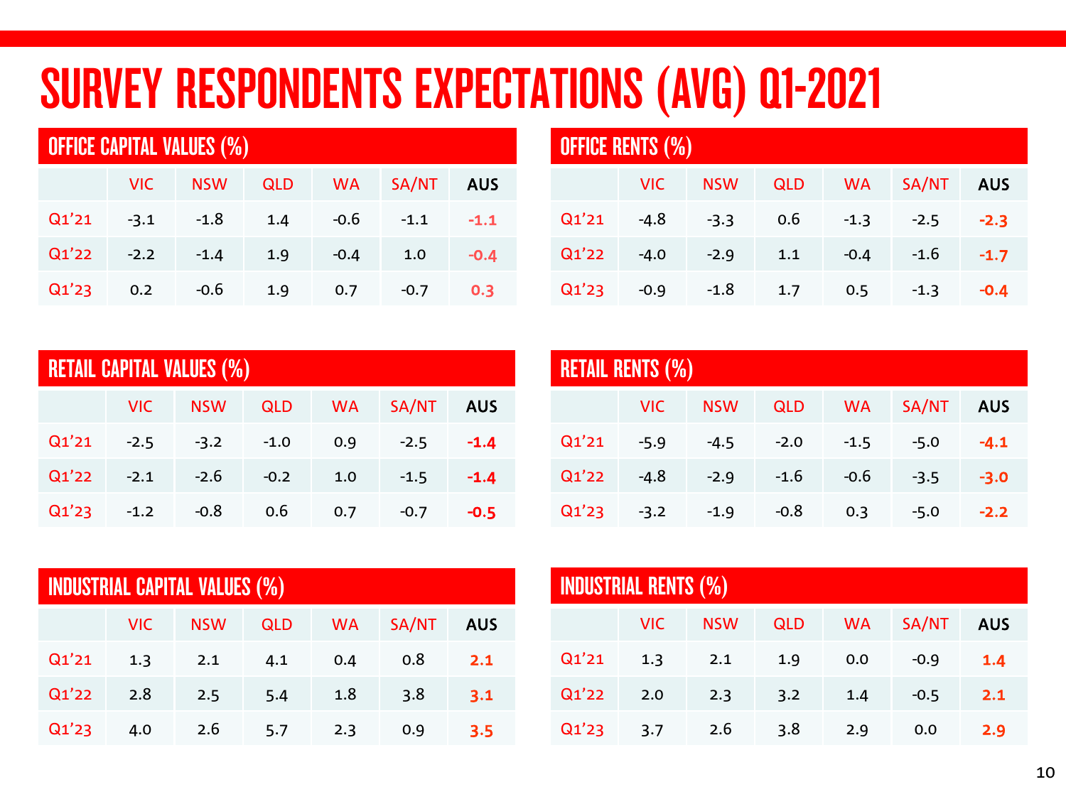# SURVEY RESPONDENTS EXPECTATIONS (AVG) Q1-2021

## OFFICE CAPITAL VALUES (%)

| | VIC | NSW | QLD | WA | SA/NT | AUS |
|---|---|---|---|---|---|---|
| Q1'21 | -3.1 | -1.8 | 1.4 | -0.6 | -1.1 | -1.1 |
| Q1'22 | -2.2 | -1.4 | 1.9 | -0.4 | 1.0 | -0.4 |
| Q1'23 | 0.2 | -0.6 | 1.9 | 0.7 | -0.7 | 0.3 |

## OFFICE RENTS (%)

| | VIC | NSW | QLD | WA | SA/NT | AUS |
|---|---|---|---|---|---|---|
| Q1'21 | -4.8 | -3.3 | 0.6 | -1.3 | -2.5 | -2.3 |
| Q1'22 | -4.0 | -2.9 | 1.1 | -0.4 | -1.6 | -1.7 |
| Q1'23 | -0.9 | -1.8 | 1.7 | 0.5 | -1.3 | -0.4 |

## RETAIL CAPITAL VALUES (%)

| | VIC | NSW | QLD | WA | SA/NT | AUS |
|---|---|---|---|---|---|---|
| Q1'21 | -2.5 | -3.2 | -1.0 | 0.9 | -2.5 | -1.4 |
| Q1'22 | -2.1 | -2.6 | -0.2 | 1.0 | -1.5 | -1.4 |
| Q1'23 | -1.2 | -0.8 | 0.6 | 0.7 | -0.7 | -0.5 |

## RETAIL RENTS (%)

| | VIC | NSW | QLD | WA | SA/NT | AUS |
|---|---|---|---|---|---|---|
| Q1'21 | -5.9 | -4.5 | -2.0 | -1.5 | -5.0 | -4.1 |
| Q1'22 | -4.8 | -2.9 | -1.6 | -0.6 | -3.5 | -3.0 |
| Q1'23 | -3.2 | -1.9 | -0.8 | 0.3 | -5.0 | -2.2 |

## INDUSTRIAL CAPITAL VALUES (%)

| | VIC | NSW | QLD | WA | SA/NT | AUS |
|---|---|---|---|---|---|---|
| Q1'21 | 1.3 | 2.1 | 4.1 | 0.4 | 0.8 | 2.1 |
| Q1'22 | 2.8 | 2.5 | 5.4 | 1.8 | 3.8 | 3.1 |
| Q1'23 | 4.0 | 2.6 | 5.7 | 2.3 | 0.9 | 3.5 |

## INDUSTRIAL RENTS (%)

| | VIC | NSW | QLD | WA | SA/NT | AUS |
|---|---|---|---|---|---|---|
| Q1'21 | 1.3 | 2.1 | 1.9 | 0.0 | -0.9 | 1.4 |
| Q1'22 | 2.0 | 2.3 | 3.2 | 1.4 | -0.5 | 2.1 |
| Q1'23 | 3.7 | 2.6 | 3.8 | 2.9 | 0.0 | 2.9 |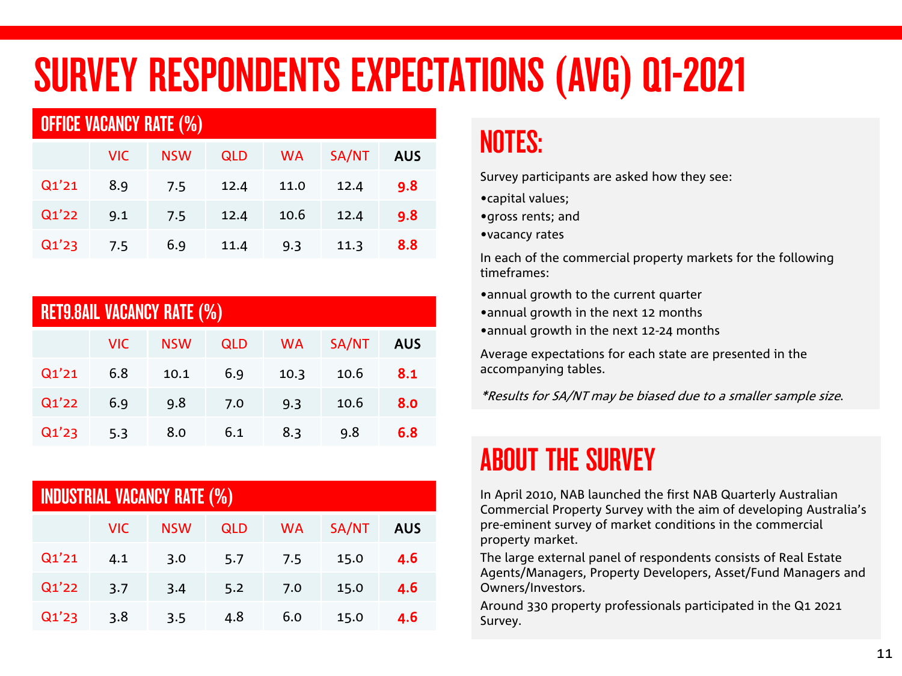# SURVEY RESPONDENTS EXPECTATIONS (AVG) Q1-2021

## OFFICE VACANCY RATE (%)

| | VIC | NSW | QLD | WA | SA/NT | AUS |
|---|---|---|---|---|---|---|
| Q1'21 | 8.9 | 7.5 | 12.4 | 11.0 | 12.4 | **9.8** |
| Q1'22 | 9.1 | 7.5 | 12.4 | 10.6 | 12.4 | **9.8** |
| Q1'23 | 7.5 | 6.9 | 11.4 | 9.3 | 11.3 | **8.8** |

## RET9.8AIL VACANCY RATE (%)

| | VIC | NSW | QLD | WA | SA/NT | AUS |
|---|---|---|---|---|---|---|
| Q1'21 | 6.8 | 10.1 | 6.9 | 10.3 | 10.6 | **8.1** |
| Q1'22 | 6.9 | 9.8 | 7.0 | 9.3 | 10.6 | **8.0** |
| Q1'23 | 5.3 | 8.0 | 6.1 | 8.3 | 9.8 | **6.8** |

## INDUSTRIAL VACANCY RATE (%)

| | VIC | NSW | QLD | WA | SA/NT | AUS |
|---|---|---|---|---|---|---|
| Q1'21 | 4.1 | 3.0 | 5.7 | 7.5 | 15.0 | **4.6** |
| Q1'22 | 3.7 | 3.4 | 5.2 | 7.0 | 15.0 | **4.6** |
| Q1'23 | 3.8 | 3.5 | 4.8 | 6.0 | 15.0 | **4.6** |

## NOTES:

Survey participants are asked how they see:

- capital values;
- gross rents; and
- vacancy rates

In each of the commercial property markets for the following timeframes:

- annual growth to the current quarter
- annual growth in the next 12 months
- annual growth in the next 12-24 months

Average expectations for each state are presented in the accompanying tables.

*\*Results for SA/NT may be biased due to a smaller sample size.*

## ABOUT THE SURVEY

In April 2010, NAB launched the first NAB Quarterly Australian Commercial Property Survey with the aim of developing Australia's pre-eminent survey of market conditions in the commercial property market.

The large external panel of respondents consists of Real Estate Agents/Managers, Property Developers, Asset/Fund Managers and Owners/Investors.

Around 330 property professionals participated in the Q1 2021 Survey.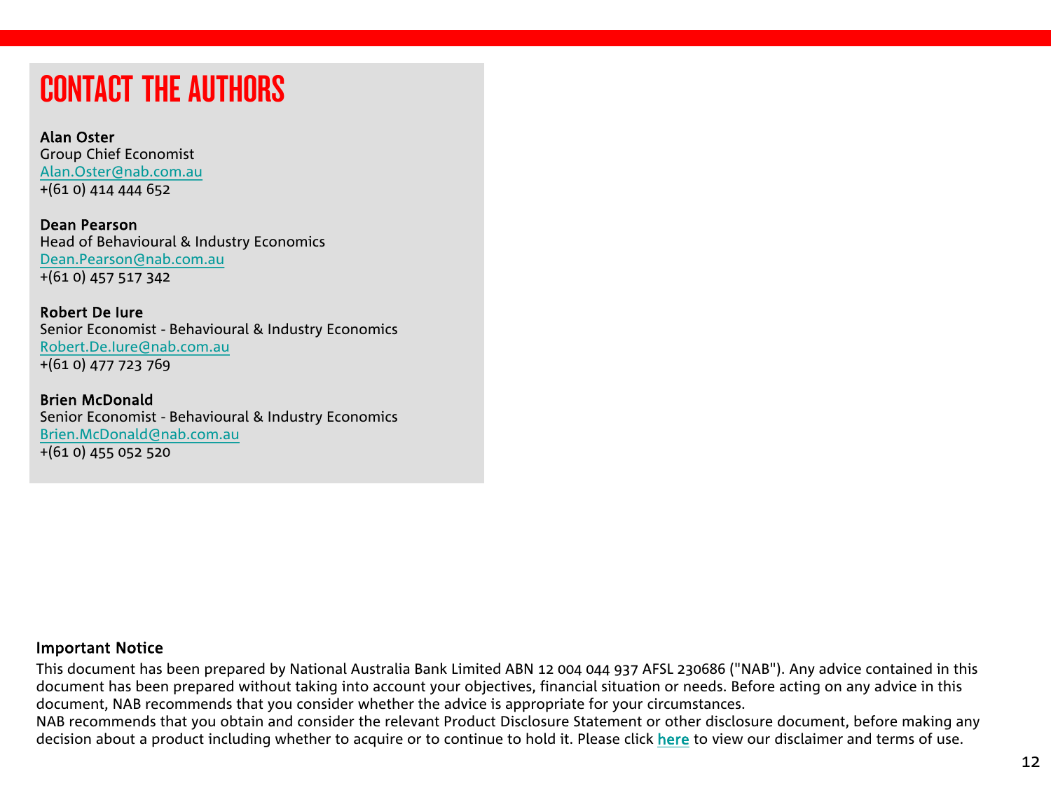# CONTACT THE AUTHORS

**Alan Oster**
Group Chief Economist
Alan.Oster@nab.com.au
+(61 0) 414 444 652

**Dean Pearson**
Head of Behavioural & Industry Economics
Dean.Pearson@nab.com.au
+(61 0) 457 517 342

**Robert De Iure**
Senior Economist - Behavioural & Industry Economics
Robert.De.Iure@nab.com.au
+(61 0) 477 723 769

**Brien McDonald**
Senior Economist - Behavioural & Industry Economics
Brien.McDonald@nab.com.au
+(61 0) 455 052 520

**Important Notice**

This document has been prepared by National Australia Bank Limited ABN 12 004 044 937 AFSL 230686 ("NAB"). Any advice contained in this document has been prepared without taking into account your objectives, financial situation or needs. Before acting on any advice in this document, NAB recommends that you consider whether the advice is appropriate for your circumstances.
NAB recommends that you obtain and consider the relevant Product Disclosure Statement or other disclosure document, before making any decision about a product including whether to acquire or to continue to hold it. Please click **here** to view our disclaimer and terms of use.